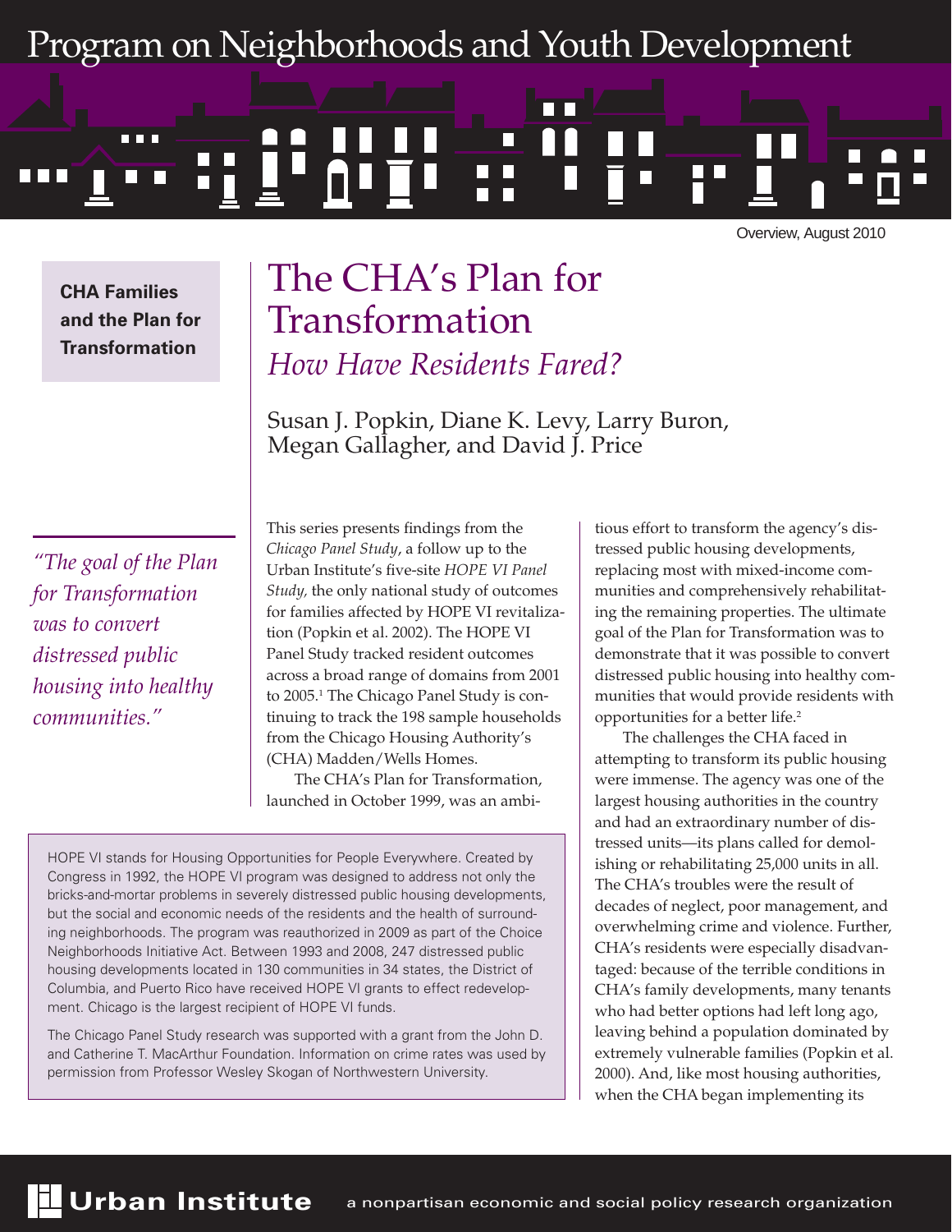# Program on Neighborhoods and Youth Development

Overview, August 2010

**CHA Families and the Plan for Transformation**

# The CHA's Plan for Transformation

## *How Have Residents Fared?*

Susan J. Popkin, Diane K. Levy, Larry Buron, Megan Gallagher, and David J. Price

*"The goal of the Plan for Transformation was to convert distressed public housing into healthy communities."*

This series presents findings from the *Chicago Panel Study*, a follow up to the Urban Institute's five-site *HOPE VI Panel Study,* the only national study of outcomes for families affected by HOPE VI revitalization (Popkin et al. 2002). The HOPE VI Panel Study tracked resident outcomes across a broad range of domains from 2001 to 2005.[1] The Chicago Panel Study is continuing to track the 198 sample households from the Chicago Housing Authority's (CHA) Madden/Wells Homes.

The CHA's Plan for Transformation, launched in October 1999, was an ambitious effort to transform the agency's distressed public housing developments, replacing most with mixed-income communities and comprehensively rehabilitating the remaining properties. The ultimate goal of the Plan for Transformation was to demonstrate that it was possible to convert distressed public housing into healthy communities that would provide residents with opportunities for a better life.[2]

The challenges the CHA faced in attempting to transform its public housing were immense. The agency was one of the largest housing authorities in the country and had an extraordinary number of distressed units—its plans called for demolishing or rehabilitating 25,000 units in all. The CHA's troubles were the result of decades of neglect, poor management, and overwhelming crime and violence. Further, CHA's residents were especially disadvantaged: because of the terrible conditions in CHA's family developments, many tenants who had better options had left long ago, leaving behind a population dominated by extremely vulnerable families (Popkin et al. 2000). And, like most housing authorities, when the CHA began implementing its

HOPE VI stands for Housing Opportunities for People Everywhere. Created by Congress in 1992, the HOPE VI program was designed to address not only the bricks-and-mortar problems in severely distressed public housing developments, but the social and economic needs of the residents and the health of surrounding neighborhoods. The program was reauthorized in 2009 as part of the Choice Neighborhoods Initiative Act. Between 1993 and 2008, 247 distressed public housing developments located in 130 communities in 34 states, the District of Columbia, and Puerto Rico have received HOPE VI grants to effect redevelopment. Chicago is the largest recipient of HOPE VI funds.

The Chicago Panel Study research was supported with a grant from the John D. and Catherine T. MacArthur Foundation. Information on crime rates was used by permission from Professor Wesley Skogan of Northwestern University.

**Urban Institute** a nonpartisan economic and social policy research organization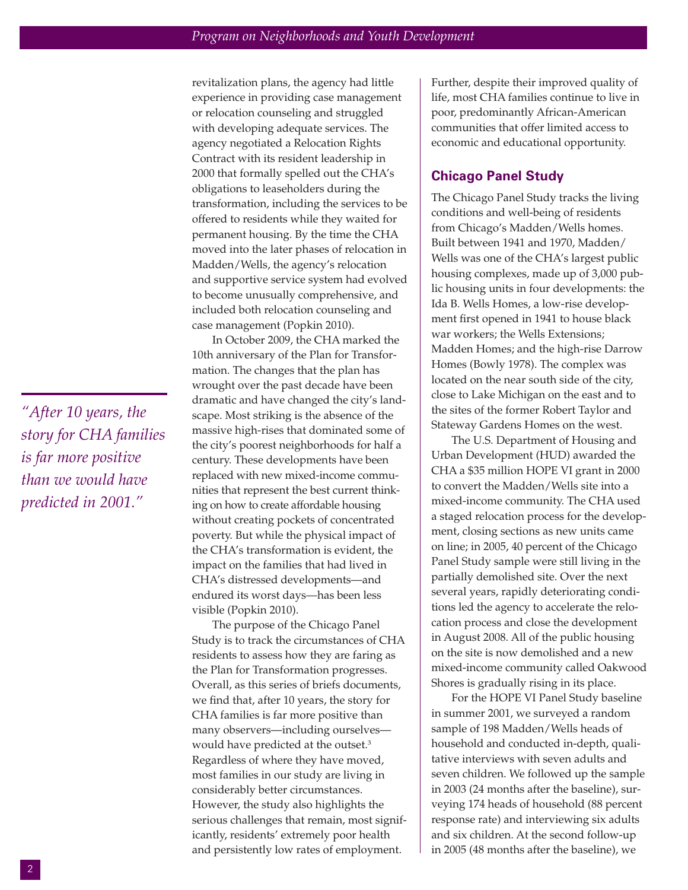revitalization plans, the agency had little experience in providing case management or relocation counseling and struggled with developing adequate services. The agency negotiated a Relocation Rights Contract with its resident leadership in 2000 that formally spelled out the CHA's obligations to leaseholders during the transformation, including the services to be offered to residents while they waited for permanent housing. By the time the CHA moved into the later phases of relocation in Madden/Wells, the agency's relocation and supportive service system had evolved to become unusually comprehensive, and included both relocation counseling and case management (Popkin 2010).

In October 2009, the CHA marked the 10th anniversary of the Plan for Transformation. The changes that the plan has wrought over the past decade have been dramatic and have changed the city's landscape. Most striking is the absence of the massive high-rises that dominated some of the city's poorest neighborhoods for half a century. These developments have been replaced with new mixed-income communities that represent the best current thinking on how to create affordable housing without creating pockets of concentrated poverty. But while the physical impact of the CHA's transformation is evident, the impact on the families that had lived in CHA's distressed developments—and endured its worst days—has been less visible (Popkin 2010).

*"After 10 years, the story for CHA families is far more positive than we would have predicted in 2001."*

The purpose of the Chicago Panel Study is to track the circumstances of CHA residents to assess how they are faring as the Plan for Transformation progresses. Overall, as this series of briefs documents, we find that, after 10 years, the story for CHA families is far more positive than many observers—including ourselves—would have predicted at the outset.[3] Regardless of where they have moved, most families in our study are living in considerably better circumstances. However, the study also highlights the serious challenges that remain, most significantly, residents' extremely poor health and persistently low rates of employment. Further, despite their improved quality of life, most CHA families continue to live in poor, predominantly African-American communities that offer limited access to economic and educational opportunity.

## Chicago Panel Study

The Chicago Panel Study tracks the living conditions and well-being of residents from Chicago's Madden/Wells homes. Built between 1941 and 1970, Madden/Wells was one of the CHA's largest public housing complexes, made up of 3,000 public housing units in four developments: the Ida B. Wells Homes, a low-rise development first opened in 1941 to house black war workers; the Wells Extensions; Madden Homes; and the high-rise Darrow Homes (Bowly 1978). The complex was located on the near south side of the city, close to Lake Michigan on the east and to the sites of the former Robert Taylor and Stateway Gardens Homes on the west.

The U.S. Department of Housing and Urban Development (HUD) awarded the CHA a $35 million HOPE VI grant in 2000 to convert the Madden/Wells site into a mixed-income community. The CHA used a staged relocation process for the development, closing sections as new units came on line; in 2005, 40 percent of the Chicago Panel Study sample were still living in the partially demolished site. Over the next several years, rapidly deteriorating conditions led the agency to accelerate the relocation process and close the development in August 2008. All of the public housing on the site is now demolished and a new mixed-income community called Oakwood Shores is gradually rising in its place.

For the HOPE VI Panel Study baseline in summer 2001, we surveyed a random sample of 198 Madden/Wells heads of household and conducted in-depth, qualitative interviews with seven adults and seven children. We followed up the sample in 2003 (24 months after the baseline), surveying 174 heads of household (88 percent response rate) and interviewing six adults and six children. At the second follow-up in 2005 (48 months after the baseline), we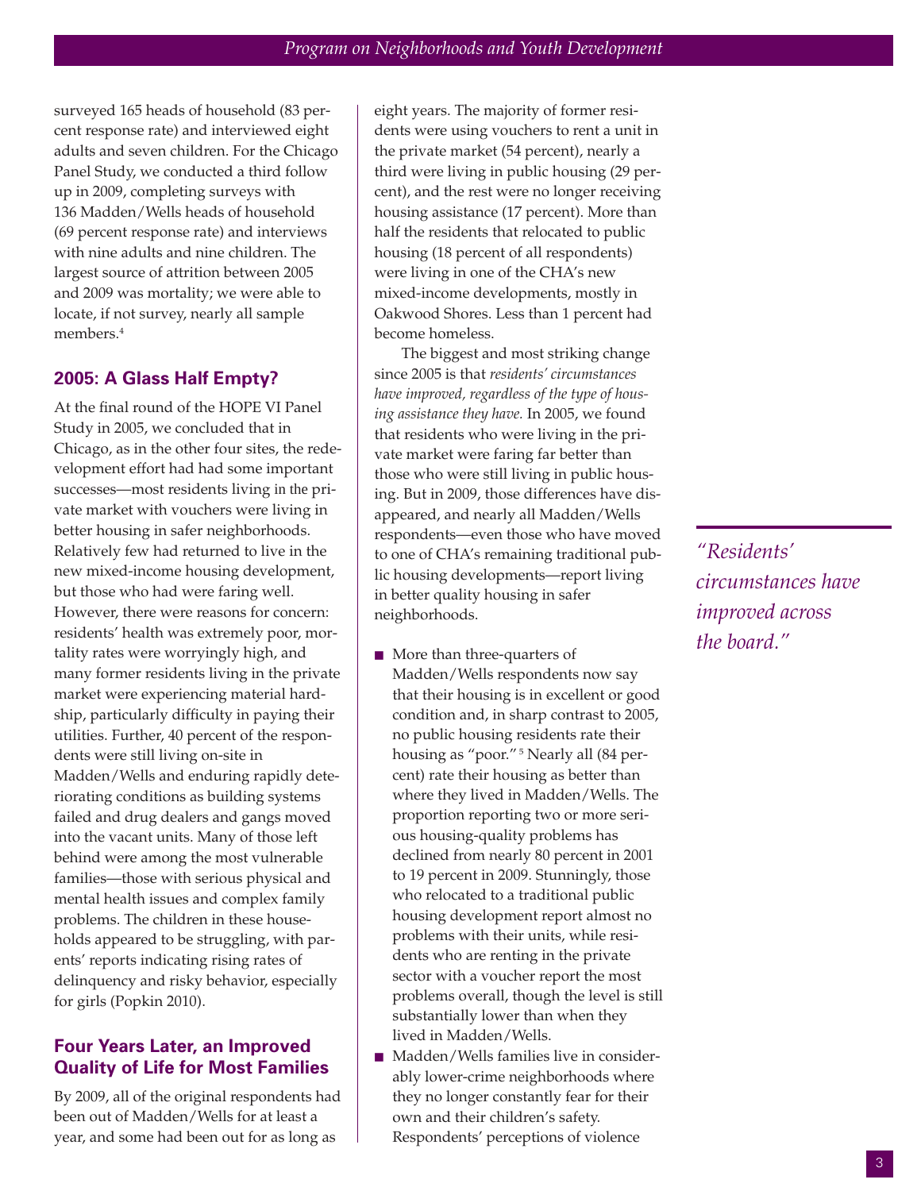surveyed 165 heads of household (83 percent response rate) and interviewed eight adults and seven children. For the Chicago Panel Study, we conducted a third follow up in 2009, completing surveys with 136 Madden/Wells heads of household (69 percent response rate) and interviews with nine adults and nine children. The largest source of attrition between 2005 and 2009 was mortality; we were able to locate, if not survey, nearly all sample members.[4]

## 2005: A Glass Half Empty?

At the final round of the HOPE VI Panel Study in 2005, we concluded that in Chicago, as in the other four sites, the redevelopment effort had had some important successes—most residents living in the private market with vouchers were living in better housing in safer neighborhoods. Relatively few had returned to live in the new mixed-income housing development, but those who had were faring well. However, there were reasons for concern: residents' health was extremely poor, mortality rates were worryingly high, and many former residents living in the private market were experiencing material hardship, particularly difficulty in paying their utilities. Further, 40 percent of the respondents were still living on-site in Madden/Wells and enduring rapidly deteriorating conditions as building systems failed and drug dealers and gangs moved into the vacant units. Many of those left behind were among the most vulnerable families—those with serious physical and mental health issues and complex family problems. The children in these households appeared to be struggling, with parents' reports indicating rising rates of delinquency and risky behavior, especially for girls (Popkin 2010).

## Four Years Later, an Improved Quality of Life for Most Families

By 2009, all of the original respondents had been out of Madden/Wells for at least a year, and some had been out for as long as eight years. The majority of former residents were using vouchers to rent a unit in the private market (54 percent), nearly a third were living in public housing (29 percent), and the rest were no longer receiving housing assistance (17 percent). More than half the residents that relocated to public housing (18 percent of all respondents) were living in one of the CHA's new mixed-income developments, mostly in Oakwood Shores. Less than 1 percent had become homeless.

The biggest and most striking change since 2005 is that *residents' circumstances have improved, regardless of the type of housing assistance they have.* In 2005, we found that residents who were living in the private market were faring far better than those who were still living in public housing. But in 2009, those differences have disappeared, and nearly all Madden/Wells respondents—even those who have moved to one of CHA's remaining traditional public housing developments—report living in better quality housing in safer neighborhoods.

*"Residents' circumstances have improved across the board."*

- More than three-quarters of Madden/Wells respondents now say that their housing is in excellent or good condition and, in sharp contrast to 2005, no public housing residents rate their housing as "poor."[5] Nearly all (84 percent) rate their housing as better than where they lived in Madden/Wells. The proportion reporting two or more serious housing-quality problems has declined from nearly 80 percent in 2001 to 19 percent in 2009. Stunningly, those who relocated to a traditional public housing development report almost no problems with their units, while residents who are renting in the private sector with a voucher report the most problems overall, though the level is still substantially lower than when they lived in Madden/Wells.
- Madden/Wells families live in considerably lower-crime neighborhoods where they no longer constantly fear for their own and their children's safety. Respondents' perceptions of violence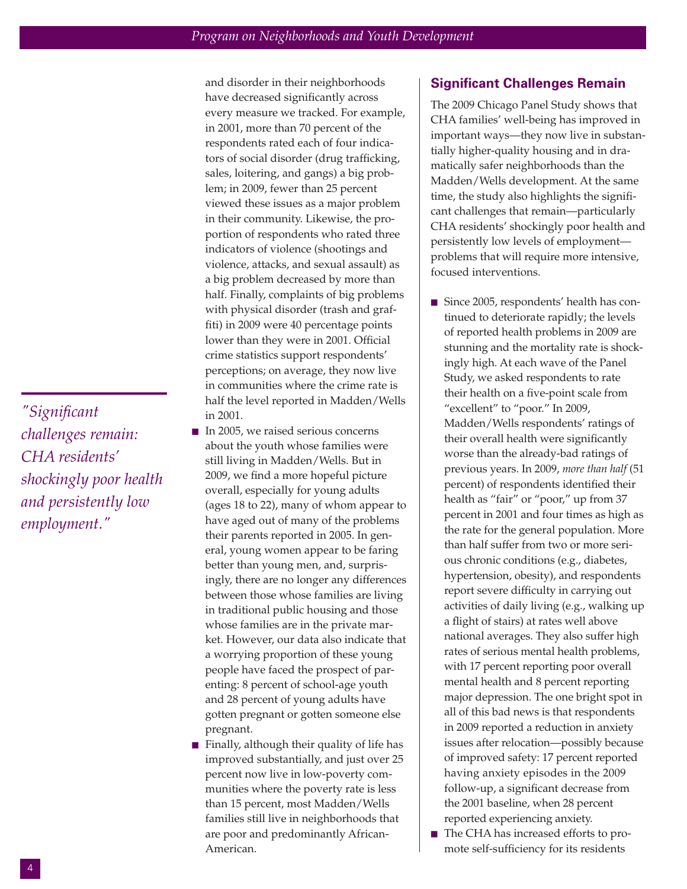and disorder in their neighborhoods have decreased significantly across every measure we tracked. For example, in 2001, more than 70 percent of the respondents rated each of four indicators of social disorder (drug trafficking, sales, loitering, and gangs) a big problem; in 2009, fewer than 25 percent viewed these issues as a major problem in their community. Likewise, the proportion of respondents who rated three indicators of violence (shootings and violence, attacks, and sexual assault) as a big problem decreased by more than half. Finally, complaints of big problems with physical disorder (trash and graffiti) in 2009 were 40 percentage points lower than they were in 2001. Official crime statistics support respondents' perceptions; on average, they now live in communities where the crime rate is half the level reported in Madden/Wells in 2001.

- In 2005, we raised serious concerns about the youth whose families were still living in Madden/Wells. But in 2009, we find a more hopeful picture overall, especially for young adults (ages 18 to 22), many of whom appear to have aged out of many of the problems their parents reported in 2005. In general, young women appear to be faring better than young men, and, surprisingly, there are no longer any differences between those whose families are living in traditional public housing and those whose families are in the private market. However, our data also indicate that a worrying proportion of these young people have faced the prospect of parenting: 8 percent of school-age youth and 28 percent of young adults have gotten pregnant or gotten someone else pregnant.
- Finally, although their quality of life has improved substantially, and just over 25 percent now live in low-poverty communities where the poverty rate is less than 15 percent, most Madden/Wells families still live in neighborhoods that are poor and predominantly African-American.

*"Significant challenges remain: CHA residents' shockingly poor health and persistently low employment."*

## Significant Challenges Remain

The 2009 Chicago Panel Study shows that CHA families' well-being has improved in important ways—they now live in substantially higher-quality housing and in dramatically safer neighborhoods than the Madden/Wells development. At the same time, the study also highlights the significant challenges that remain—particularly CHA residents' shockingly poor health and persistently low levels of employment—problems that will require more intensive, focused interventions.

- Since 2005, respondents' health has continued to deteriorate rapidly; the levels of reported health problems in 2009 are stunning and the mortality rate is shockingly high. At each wave of the Panel Study, we asked respondents to rate their health on a five-point scale from "excellent" to "poor." In 2009, Madden/Wells respondents' ratings of their overall health were significantly worse than the already-bad ratings of previous years. In 2009, *more than half* (51 percent) of respondents identified their health as "fair" or "poor," up from 37 percent in 2001 and four times as high as the rate for the general population. More than half suffer from two or more serious chronic conditions (e.g., diabetes, hypertension, obesity), and respondents report severe difficulty in carrying out activities of daily living (e.g., walking up a flight of stairs) at rates well above national averages. They also suffer high rates of serious mental health problems, with 17 percent reporting poor overall mental health and 8 percent reporting major depression. The one bright spot in all of this bad news is that respondents in 2009 reported a reduction in anxiety issues after relocation—possibly because of improved safety: 17 percent reported having anxiety episodes in the 2009 follow-up, a significant decrease from the 2001 baseline, when 28 percent reported experiencing anxiety.
- The CHA has increased efforts to promote self-sufficiency for its residents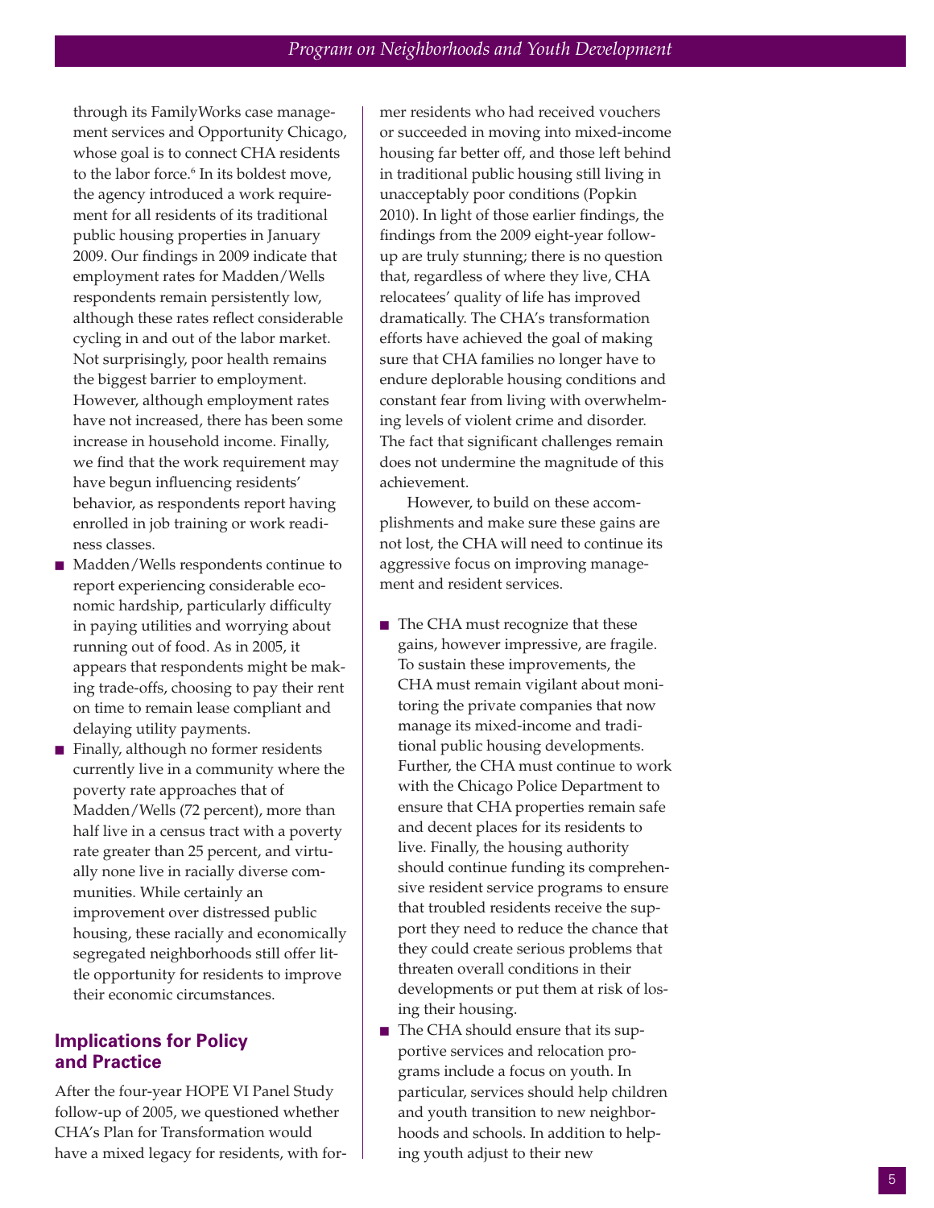through its FamilyWorks case management services and Opportunity Chicago, whose goal is to connect CHA residents to the labor force.[6] In its boldest move, the agency introduced a work requirement for all residents of its traditional public housing properties in January 2009. Our findings in 2009 indicate that employment rates for Madden/Wells respondents remain persistently low, although these rates reflect considerable cycling in and out of the labor market. Not surprisingly, poor health remains the biggest barrier to employment. However, although employment rates have not increased, there has been some increase in household income. Finally, we find that the work requirement may have begun influencing residents' behavior, as respondents report having enrolled in job training or work readiness classes.

- Madden/Wells respondents continue to report experiencing considerable economic hardship, particularly difficulty in paying utilities and worrying about running out of food. As in 2005, it appears that respondents might be making trade-offs, choosing to pay their rent on time to remain lease compliant and delaying utility payments.
- Finally, although no former residents currently live in a community where the poverty rate approaches that of Madden/Wells (72 percent), more than half live in a census tract with a poverty rate greater than 25 percent, and virtually none live in racially diverse communities. While certainly an improvement over distressed public housing, these racially and economically segregated neighborhoods still offer little opportunity for residents to improve their economic circumstances.

## Implications for Policy and Practice

After the four-year HOPE VI Panel Study follow-up of 2005, we questioned whether CHA's Plan for Transformation would have a mixed legacy for residents, with former residents who had received vouchers or succeeded in moving into mixed-income housing far better off, and those left behind in traditional public housing still living in unacceptably poor conditions (Popkin 2010). In light of those earlier findings, the findings from the 2009 eight-year follow-up are truly stunning; there is no question that, regardless of where they live, CHA relocatees' quality of life has improved dramatically. The CHA's transformation efforts have achieved the goal of making sure that CHA families no longer have to endure deplorable housing conditions and constant fear from living with overwhelming levels of violent crime and disorder. The fact that significant challenges remain does not undermine the magnitude of this achievement.

However, to build on these accomplishments and make sure these gains are not lost, the CHA will need to continue its aggressive focus on improving management and resident services.

- The CHA must recognize that these gains, however impressive, are fragile. To sustain these improvements, the CHA must remain vigilant about monitoring the private companies that now manage its mixed-income and traditional public housing developments. Further, the CHA must continue to work with the Chicago Police Department to ensure that CHA properties remain safe and decent places for its residents to live. Finally, the housing authority should continue funding its comprehensive resident service programs to ensure that troubled residents receive the support they need to reduce the chance that they could create serious problems that threaten overall conditions in their developments or put them at risk of losing their housing.
- The CHA should ensure that its supportive services and relocation programs include a focus on youth. In particular, services should help children and youth transition to new neighborhoods and schools. In addition to helping youth adjust to their new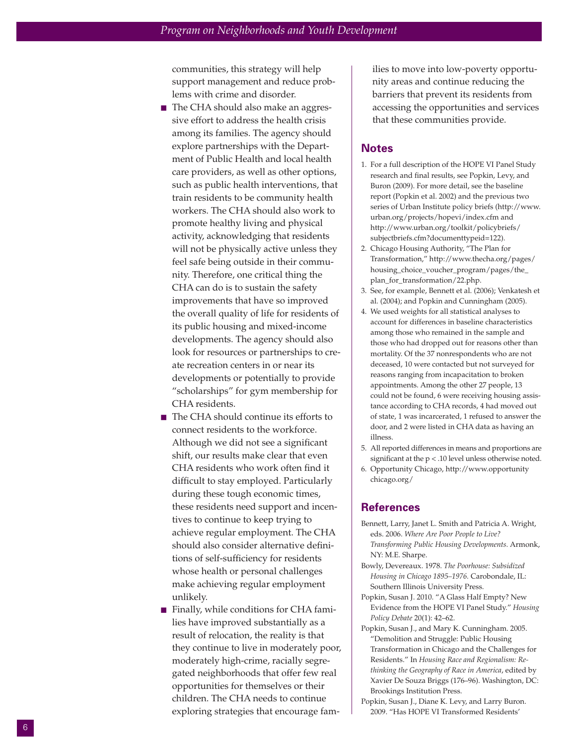communities, this strategy will help support management and reduce problems with crime and disorder.

- The CHA should also make an aggressive effort to address the health crisis among its families. The agency should explore partnerships with the Department of Public Health and local health care providers, as well as other options, such as public health interventions, that train residents to be community health workers. The CHA should also work to promote healthy living and physical activity, acknowledging that residents will not be physically active unless they feel safe being outside in their community. Therefore, one critical thing the CHA can do is to sustain the safety improvements that have so improved the overall quality of life for residents of its public housing and mixed-income developments. The agency should also look for resources or partnerships to create recreation centers in or near its developments or potentially to provide "scholarships" for gym membership for CHA residents.
- The CHA should continue its efforts to connect residents to the workforce. Although we did not see a significant shift, our results make clear that even CHA residents who work often find it difficult to stay employed. Particularly during these tough economic times, these residents need support and incentives to continue to keep trying to achieve regular employment. The CHA should also consider alternative definitions of self-sufficiency for residents whose health or personal challenges make achieving regular employment unlikely.
- Finally, while conditions for CHA families have improved substantially as a result of relocation, the reality is that they continue to live in moderately poor, moderately high-crime, racially segregated neighborhoods that offer few real opportunities for themselves or their children. The CHA needs to continue exploring strategies that encourage families to move into low-poverty opportunity areas and continue reducing the barriers that prevent its residents from accessing the opportunities and services that these communities provide.

## Notes

1. For a full description of the HOPE VI Panel Study research and final results, see Popkin, Levy, and Buron (2009). For more detail, see the baseline report (Popkin et al. 2002) and the previous two series of Urban Institute policy briefs (http://www.urban.org/projects/hopevi/index.cfm and http://www.urban.org/toolkit/policybriefs/subjectbriefs.cfm?documenttypeid=122).
2. Chicago Housing Authority, "The Plan for Transformation," http://www.thecha.org/pages/housing_choice_voucher_program/pages/the_plan_for_transformation/22.php.
3. See, for example, Bennett et al. (2006); Venkatesh et al. (2004); and Popkin and Cunningham (2005).
4. We used weights for all statistical analyses to account for differences in baseline characteristics among those who remained in the sample and those who had dropped out for reasons other than mortality. Of the 37 nonrespondents who are not deceased, 10 were contacted but not surveyed for reasons ranging from incapacitation to broken appointments. Among the other 27 people, 13 could not be found, 6 were receiving housing assistance according to CHA records, 4 had moved out of state, 1 was incarcerated, 1 refused to answer the door, and 2 were listed in CHA data as having an illness.
5. All reported differences in means and proportions are significant at the $p < .10$ level unless otherwise noted.
6. Opportunity Chicago, http://www.opportunitychicago.org/

## References

Bennett, Larry, Janet L. Smith and Patricia A. Wright, eds. 2006. *Where Are Poor People to Live? Transforming Public Housing Developments.* Armonk, NY: M.E. Sharpe.

Bowly, Devereaux. 1978. *The Poorhouse: Subsidized Housing in Chicago 1895–1976.* Carobondale, IL: Southern Illinois University Press.

Popkin, Susan J. 2010. "A Glass Half Empty? New Evidence from the HOPE VI Panel Study." *Housing Policy Debate* 20(1): 42–62.

Popkin, Susan J., and Mary K. Cunningham. 2005. "Demolition and Struggle: Public Housing Transformation in Chicago and the Challenges for Residents." In *Housing Race and Regionalism: Rethinking the Geography of Race in America*, edited by Xavier De Souza Briggs (176–96). Washington, DC: Brookings Institution Press.

Popkin, Susan J., Diane K. Levy, and Larry Buron. 2009. "Has HOPE VI Transformed Residents'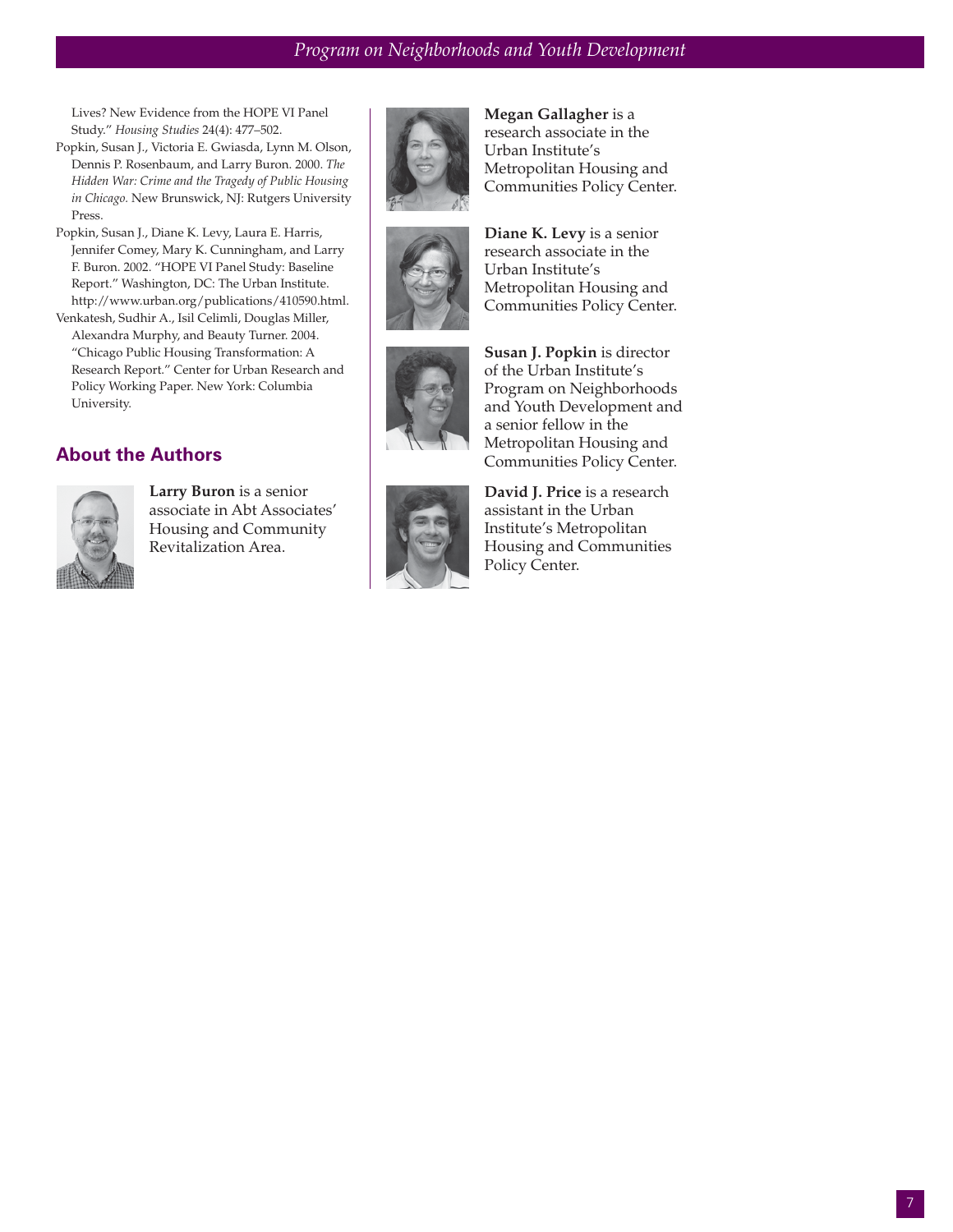Lives? New Evidence from the HOPE VI Panel Study." *Housing Studies* 24(4): 477–502.

Popkin, Susan J., Victoria E. Gwiasda, Lynn M. Olson, Dennis P. Rosenbaum, and Larry Buron. 2000. *The Hidden War: Crime and the Tragedy of Public Housing in Chicago.* New Brunswick, NJ: Rutgers University Press.

Popkin, Susan J., Diane K. Levy, Laura E. Harris, Jennifer Comey, Mary K. Cunningham, and Larry F. Buron. 2002. "HOPE VI Panel Study: Baseline Report." Washington, DC: The Urban Institute. http://www.urban.org/publications/410590.html.

Venkatesh, Sudhir A., Isil Celimli, Douglas Miller, Alexandra Murphy, and Beauty Turner. 2004. "Chicago Public Housing Transformation: A Research Report." Center for Urban Research and Policy Working Paper. New York: Columbia University.

## About the Authors

**Larry Buron** is a senior associate in Abt Associates' Housing and Community Revitalization Area.

**Megan Gallagher** is a research associate in the Urban Institute's Metropolitan Housing and Communities Policy Center.

**Diane K. Levy** is a senior research associate in the Urban Institute's Metropolitan Housing and Communities Policy Center.

**Susan J. Popkin** is director of the Urban Institute's Program on Neighborhoods and Youth Development and a senior fellow in the Metropolitan Housing and Communities Policy Center.

**David J. Price** is a research assistant in the Urban Institute's Metropolitan Housing and Communities Policy Center.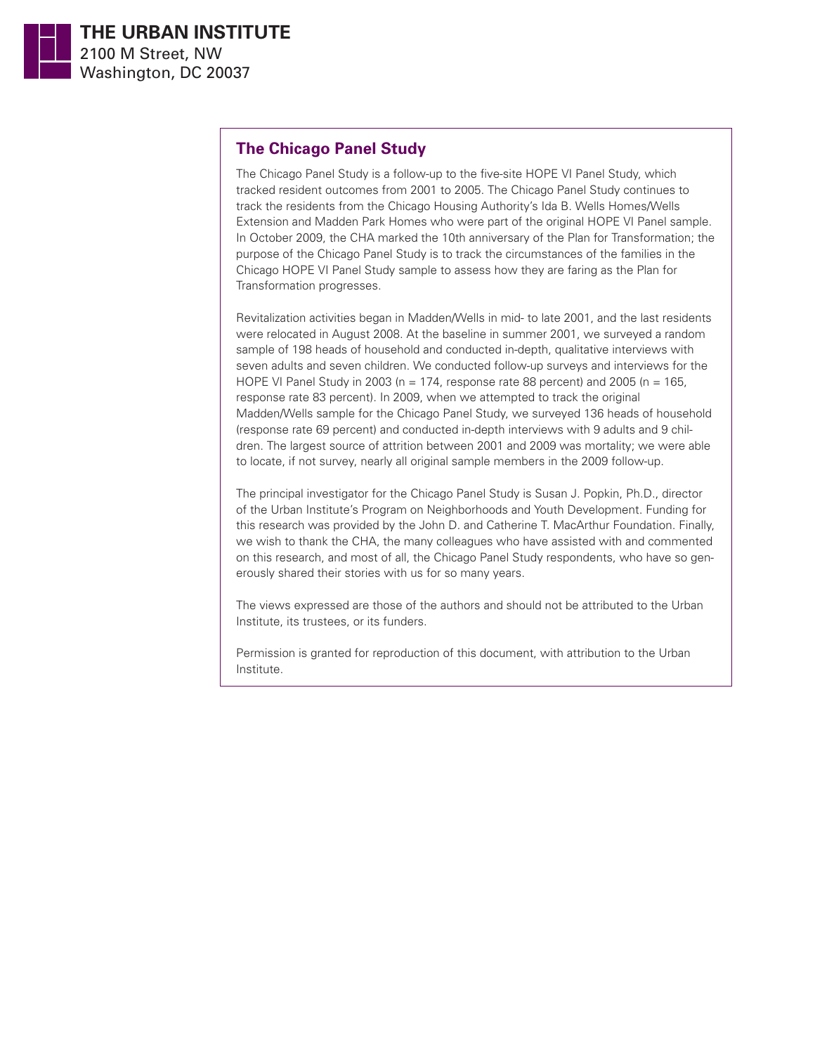**THE URBAN INSTITUTE**
2100 M Street, NW
Washington, DC 20037

## The Chicago Panel Study

The Chicago Panel Study is a follow-up to the five-site HOPE VI Panel Study, which tracked resident outcomes from 2001 to 2005. The Chicago Panel Study continues to track the residents from the Chicago Housing Authority's Ida B. Wells Homes/Wells Extension and Madden Park Homes who were part of the original HOPE VI Panel sample. In October 2009, the CHA marked the 10th anniversary of the Plan for Transformation; the purpose of the Chicago Panel Study is to track the circumstances of the families in the Chicago HOPE VI Panel Study sample to assess how they are faring as the Plan for Transformation progresses.

Revitalization activities began in Madden/Wells in mid- to late 2001, and the last residents were relocated in August 2008. At the baseline in summer 2001, we surveyed a random sample of 198 heads of household and conducted in-depth, qualitative interviews with seven adults and seven children. We conducted follow-up surveys and interviews for the HOPE VI Panel Study in 2003 (n = 174, response rate 88 percent) and 2005 (n = 165, response rate 83 percent). In 2009, when we attempted to track the original Madden/Wells sample for the Chicago Panel Study, we surveyed 136 heads of household (response rate 69 percent) and conducted in-depth interviews with 9 adults and 9 children. The largest source of attrition between 2001 and 2009 was mortality; we were able to locate, if not survey, nearly all original sample members in the 2009 follow-up.

The principal investigator for the Chicago Panel Study is Susan J. Popkin, Ph.D., director of the Urban Institute's Program on Neighborhoods and Youth Development. Funding for this research was provided by the John D. and Catherine T. MacArthur Foundation. Finally, we wish to thank the CHA, the many colleagues who have assisted with and commented on this research, and most of all, the Chicago Panel Study respondents, who have so generously shared their stories with us for so many years.

The views expressed are those of the authors and should not be attributed to the Urban Institute, its trustees, or its funders.

Permission is granted for reproduction of this document, with attribution to the Urban Institute.